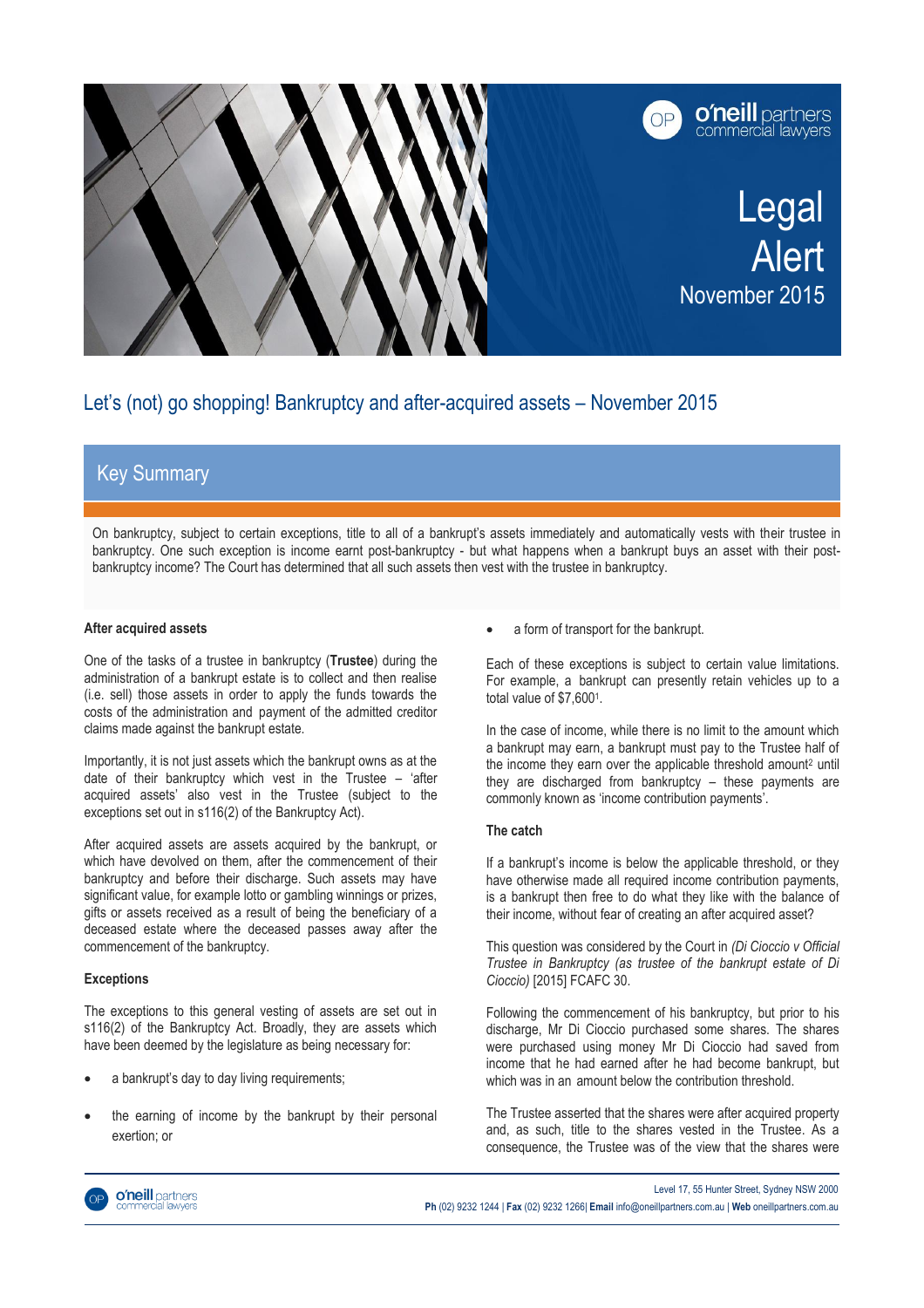# Legal Alert

November 2015

## Let's (not) go shopping! Bankruptcy and after-acquired assets – November 2015

### Key Summary

On bankruptcy, subject to certain exceptions, title to all of a bankrupt's assets immediately and automatically vests with their trustee in bankruptcy. One such exception is income earnt post-bankruptcy - but what happens when a bankrupt buys an asset with their post-bankruptcy income? The Court has determined that all such assets then vest with the trustee in bankruptcy.

**After acquired assets**

One of the tasks of a trustee in bankruptcy (**Trustee**) during the administration of a bankrupt estate is to collect and then realise (i.e. sell) those assets in order to apply the funds towards the costs of the administration and payment of the admitted creditor claims made against the bankrupt estate.

Importantly, it is not just assets which the bankrupt owns as at the date of their bankruptcy which vest in the Trustee – 'after acquired assets' also vest in the Trustee (subject to the exceptions set out in s116(2) of the Bankruptcy Act).

After acquired assets are assets acquired by the bankrupt, or which have devolved on them, after the commencement of their bankruptcy and before their discharge. Such assets may have significant value, for example lotto or gambling winnings or prizes, gifts or assets received as a result of being the beneficiary of a deceased estate where the deceased passes away after the commencement of the bankruptcy.

**Exceptions**

The exceptions to this general vesting of assets are set out in s116(2) of the Bankruptcy Act. Broadly, they are assets which have been deemed by the legislature as being necessary for:

- a bankrupt's day to day living requirements;
- the earning of income by the bankrupt by their personal exertion; or
- a form of transport for the bankrupt.

Each of these exceptions is subject to certain value limitations. For example, a bankrupt can presently retain vehicles up to a total value of $7,600[1].

In the case of income, while there is no limit to the amount which a bankrupt may earn, a bankrupt must pay to the Trustee half of the income they earn over the applicable threshold amount[2] until they are discharged from bankruptcy – these payments are commonly known as 'income contribution payments'.

**The catch**

If a bankrupt's income is below the applicable threshold, or they have otherwise made all required income contribution payments, is a bankrupt then free to do what they like with the balance of their income, without fear of creating an after acquired asset?

This question was considered by the Court in *(Di Cioccio v Official Trustee in Bankruptcy (as trustee of the bankrupt estate of Di Cioccio)* [2015] FCAFC 30.

Following the commencement of his bankruptcy, but prior to his discharge, Mr Di Cioccio purchased some shares. The shares were purchased using money Mr Di Cioccio had saved from income that he had earned after he had become bankrupt, but which was in an amount below the contribution threshold.

The Trustee asserted that the shares were after acquired property and, as such, title to the shares vested in the Trustee. As a consequence, the Trustee was of the view that the shares were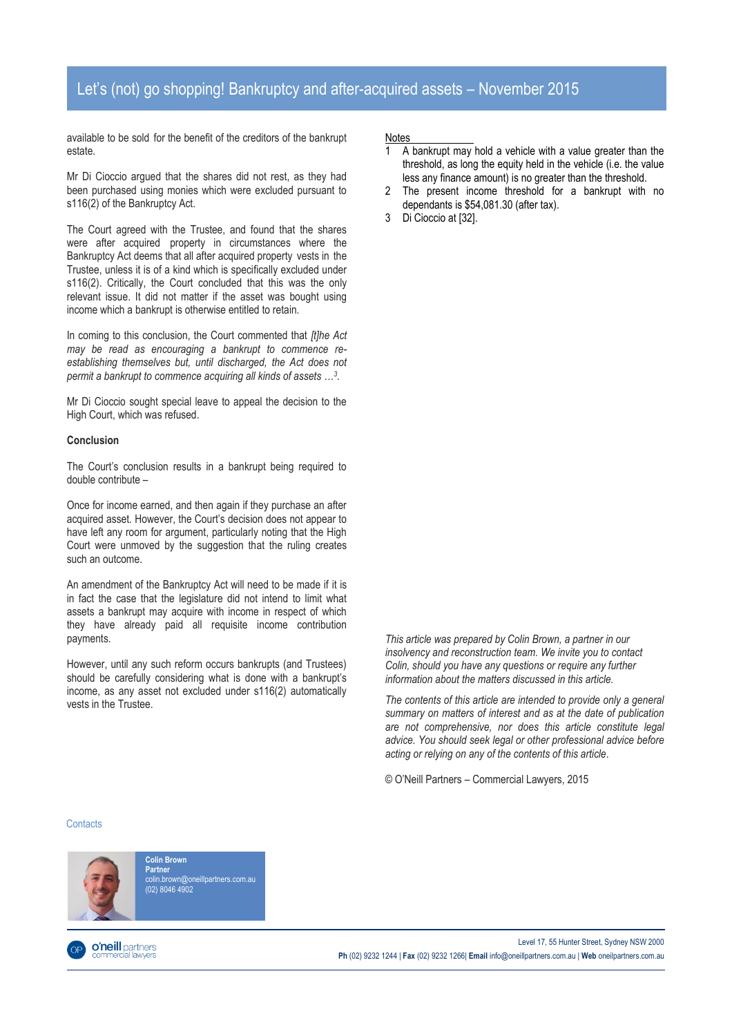available to be sold for the benefit of the creditors of the bankrupt estate.

Mr Di Cioccio argued that the shares did not rest, as they had been purchased using monies which were excluded pursuant to s116(2) of the Bankruptcy Act.

The Court agreed with the Trustee, and found that the shares were after acquired property in circumstances where the Bankruptcy Act deems that all after acquired property vests in the Trustee, unless it is of a kind which is specifically excluded under s116(2). Critically, the Court concluded that this was the only relevant issue. It did not matter if the asset was bought using income which a bankrupt is otherwise entitled to retain.

In coming to this conclusion, the Court commented that *[t]he Act may be read as encouraging a bankrupt to commence re-establishing themselves but, until discharged, the Act does not permit a bankrupt to commence acquiring all kinds of assets …*[3].

Mr Di Cioccio sought special leave to appeal the decision to the High Court, which was refused.

**Conclusion**

The Court's conclusion results in a bankrupt being required to double contribute –

Once for income earned, and then again if they purchase an after acquired asset. However, the Court's decision does not appear to have left any room for argument, particularly noting that the High Court were unmoved by the suggestion that the ruling creates such an outcome.

An amendment of the Bankruptcy Act will need to be made if it is in fact the case that the legislature did not intend to limit what assets a bankrupt may acquire with income in respect of which they have already paid all requisite income contribution payments.

However, until any such reform occurs bankrupts (and Trustees) should be carefully considering what is done with a bankrupt's income, as any asset not excluded under s116(2) automatically vests in the Trustee.

Notes

1. A bankrupt may hold a vehicle with a value greater than the threshold, as long the equity held in the vehicle (i.e. the value less any finance amount) is no greater than the threshold.
2. The present income threshold for a bankrupt with no dependants is $54,081.30 (after tax).
3. Di Cioccio at [32].

*This article was prepared by Colin Brown, a partner in our insolvency and reconstruction team. We invite you to contact Colin, should you have any questions or require any further information about the matters discussed in this article.*

*The contents of this article are intended to provide only a general summary on matters of interest and as at the date of publication are not comprehensive, nor does this article constitute legal advice. You should seek legal or other professional advice before acting or relying on any of the contents of this article.*

© O'Neill Partners – Commercial Lawyers, 2015

Contacts

**Colin Brown**
**Partner**
colin.brown@oneillpartners.com.au
(02) 8046 4902

o'neill partners commercial lawyers

Level 17, 55 Hunter Street, Sydney NSW 2000
**Ph** (02) 9232 1244 | **Fax** (02) 9232 1266| **Email** info@oneillpartners.com.au | **Web** oneilpartners.com.au